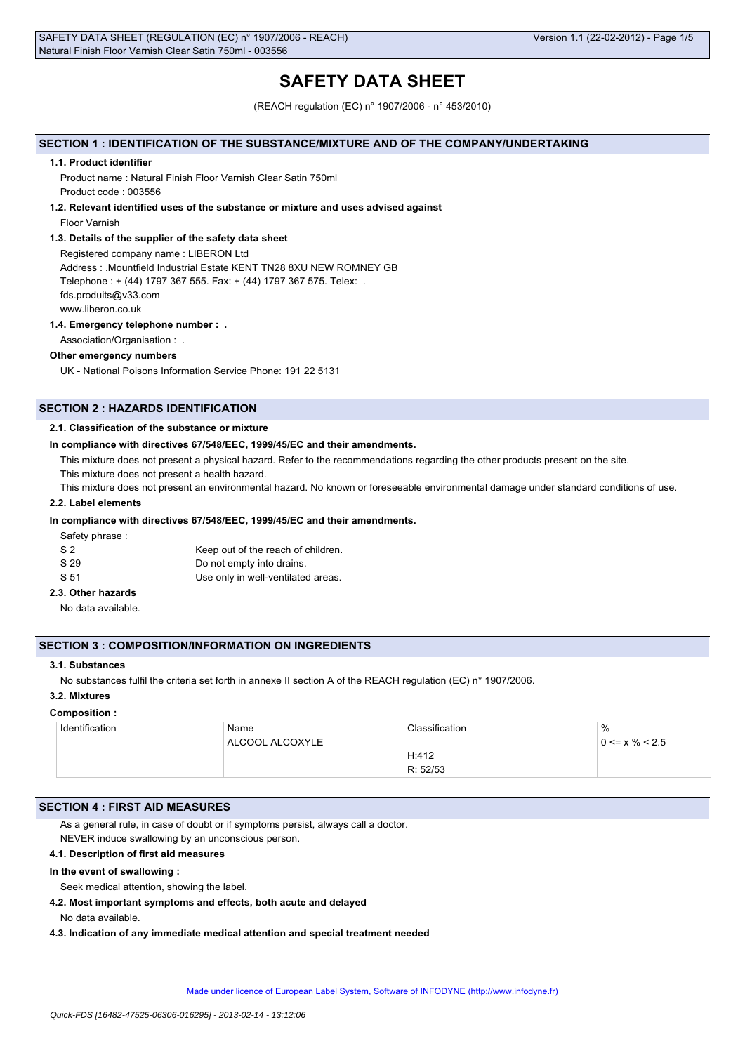# SAFETY DATA SHEET

(REACH regulation (EC) n° 1907/2006 - n° 453/2010)

## SECTION 1 : IDENTIFICATION OF THE SUBSTANCE/MIXTURE AND OF THE COMPANY/UNDERTAKING

### 1.1. Product identifier

Product name : Natural Finish Floor Varnish Clear Satin 750ml

Product code : 003556

### 1.2. Relevant identified uses of the substance or mixture and uses advised against

Floor Varnish

### 1.3. Details of the supplier of the safety data sheet

Registered company name : LIBERON Ltd

Address : .Mountfield Industrial Estate KENT TN28 8XU NEW ROMNEY GB

Telephone : + (44) 1797 367 555. Fax: + (44) 1797 367 575. Telex: .

fds.produits@v33.com

www.liberon.co.uk

### 1.4. Emergency telephone number : .

Association/Organisation : .

**Other emergency numbers**

UK - National Poisons Information Service Phone: 191 22 5131

## SECTION 2 : HAZARDS IDENTIFICATION

### 2.1. Classification of the substance or mixture

**In compliance with directives 67/548/EEC, 1999/45/EC and their amendments.**

This mixture does not present a physical hazard. Refer to the recommendations regarding the other products present on the site.

This mixture does not present a health hazard.

This mixture does not present an environmental hazard. No known or foreseeable environmental damage under standard conditions of use.

### 2.2. Label elements

**In compliance with directives 67/548/EEC, 1999/45/EC and their amendments.**

Safety phrase :

| | |
|---|---|
| S 2 | Keep out of the reach of children. |
| S 29 | Do not empty into drains. |
| S 51 | Use only in well-ventilated areas. |

### 2.3. Other hazards

No data available.

## SECTION 3 : COMPOSITION/INFORMATION ON INGREDIENTS

### 3.1. Substances

No substances fulfil the criteria set forth in annexe II section A of the REACH regulation (EC) n° 1907/2006.

### 3.2. Mixtures

**Composition :**

| Identification | Name | Classification | % |
|---|---|---|---|
| | ALCOOL ALCOXYLE | H:412<br>R: 52/53 | 0 <= x % < 2.5 |

## SECTION 4 : FIRST AID MEASURES

As a general rule, in case of doubt or if symptoms persist, always call a doctor.

NEVER induce swallowing by an unconscious person.

### 4.1. Description of first aid measures

**In the event of swallowing :**

Seek medical attention, showing the label.

### 4.2. Most important symptoms and effects, both acute and delayed

No data available.

### 4.3. Indication of any immediate medical attention and special treatment needed

Made under licence of European Label System, Software of INFODYNE (http://www.infodyne.fr)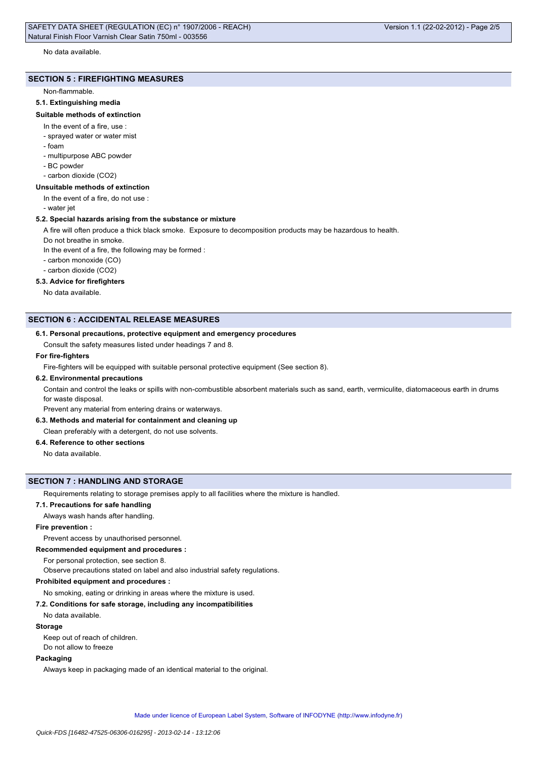No data available.

## SECTION 5 : FIREFIGHTING MEASURES

Non-flammable.

### 5.1. Extinguishing media

**Suitable methods of extinction**

In the event of a fire, use :

- sprayed water or water mist
- foam
- multipurpose ABC powder
- BC powder
- carbon dioxide ($CO_2$)

**Unsuitable methods of extinction**

In the event of a fire, do not use :

- water jet

### 5.2. Special hazards arising from the substance or mixture

A fire will often produce a thick black smoke. Exposure to decomposition products may be hazardous to health.

Do not breathe in smoke.

In the event of a fire, the following may be formed :

- carbon monoxide (CO)
- carbon dioxide ($CO_2$)

### 5.3. Advice for firefighters

No data available.

## SECTION 6 : ACCIDENTAL RELEASE MEASURES

### 6.1. Personal precautions, protective equipment and emergency procedures

Consult the safety measures listed under headings 7 and 8.

**For fire-fighters**

Fire-fighters will be equipped with suitable personal protective equipment (See section 8).

### 6.2. Environmental precautions

Contain and control the leaks or spills with non-combustible absorbent materials such as sand, earth, vermiculite, diatomaceous earth in drums for waste disposal.

Prevent any material from entering drains or waterways.

### 6.3. Methods and material for containment and cleaning up

Clean preferably with a detergent, do not use solvents.

### 6.4. Reference to other sections

No data available.

## SECTION 7 : HANDLING AND STORAGE

Requirements relating to storage premises apply to all facilities where the mixture is handled.

### 7.1. Precautions for safe handling

Always wash hands after handling.

**Fire prevention :**

Prevent access by unauthorised personnel.

**Recommended equipment and procedures :**

For personal protection, see section 8.

Observe precautions stated on label and also industrial safety regulations.

**Prohibited equipment and procedures :**

No smoking, eating or drinking in areas where the mixture is used.

### 7.2. Conditions for safe storage, including any incompatibilities

No data available.

**Storage**

Keep out of reach of children.

Do not allow to freeze

**Packaging**

Always keep in packaging made of an identical material to the original.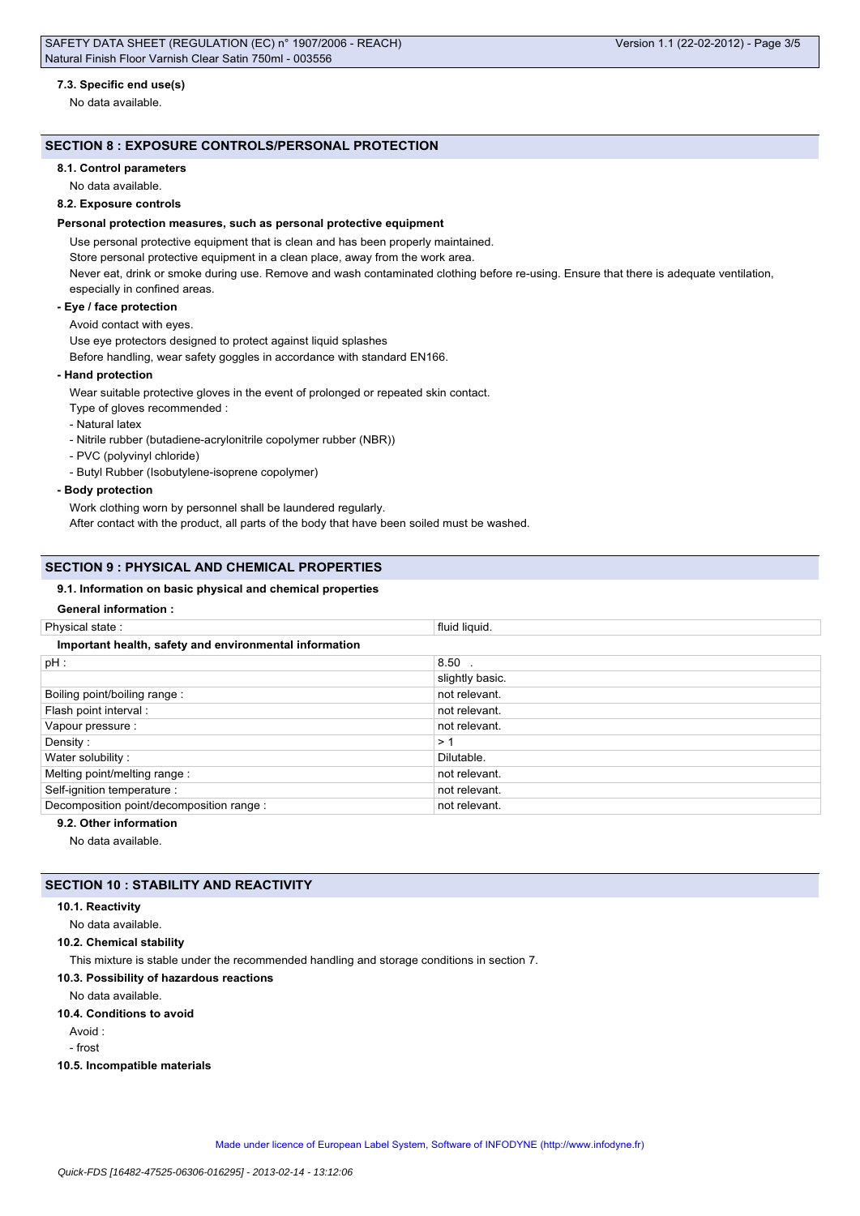#### 7.3. Specific end use(s)

No data available.

## SECTION 8 : EXPOSURE CONTROLS/PERSONAL PROTECTION

#### 8.1. Control parameters

No data available.

#### 8.2. Exposure controls

**Personal protection measures, such as personal protective equipment**

Use personal protective equipment that is clean and has been properly maintained.

Store personal protective equipment in a clean place, away from the work area.

Never eat, drink or smoke during use. Remove and wash contaminated clothing before re-using. Ensure that there is adequate ventilation, especially in confined areas.

**- Eye / face protection**

Avoid contact with eyes.

Use eye protectors designed to protect against liquid splashes

Before handling, wear safety goggles in accordance with standard EN166.

**- Hand protection**

Wear suitable protective gloves in the event of prolonged or repeated skin contact.

Type of gloves recommended :

- Natural latex
- Nitrile rubber (butadiene-acrylonitrile copolymer rubber (NBR))
- PVC (polyvinyl chloride)
- Butyl Rubber (Isobutylene-isoprene copolymer)

**- Body protection**

Work clothing worn by personnel shall be laundered regularly.

After contact with the product, all parts of the body that have been soiled must be washed.

## SECTION 9 : PHYSICAL AND CHEMICAL PROPERTIES

#### 9.1. Information on basic physical and chemical properties

**General information :**

| Physical state : | fluid liquid. |
|---|---|

**Important health, safety and environmental information**

| pH : | 8.50 . |
|---|---|
| | slightly basic. |
| Boiling point/boiling range : | not relevant. |
| Flash point interval : | not relevant. |
| Vapour pressure : | not relevant. |
| Density : | > 1 |
| Water solubility : | Dilutable. |
| Melting point/melting range : | not relevant. |
| Self-ignition temperature : | not relevant. |
| Decomposition point/decomposition range : | not relevant. |

#### 9.2. Other information

No data available.

## SECTION 10 : STABILITY AND REACTIVITY

#### 10.1. Reactivity

No data available.

#### 10.2. Chemical stability

This mixture is stable under the recommended handling and storage conditions in section 7.

#### 10.3. Possibility of hazardous reactions

No data available.

#### 10.4. Conditions to avoid

Avoid :

- frost

#### 10.5. Incompatible materials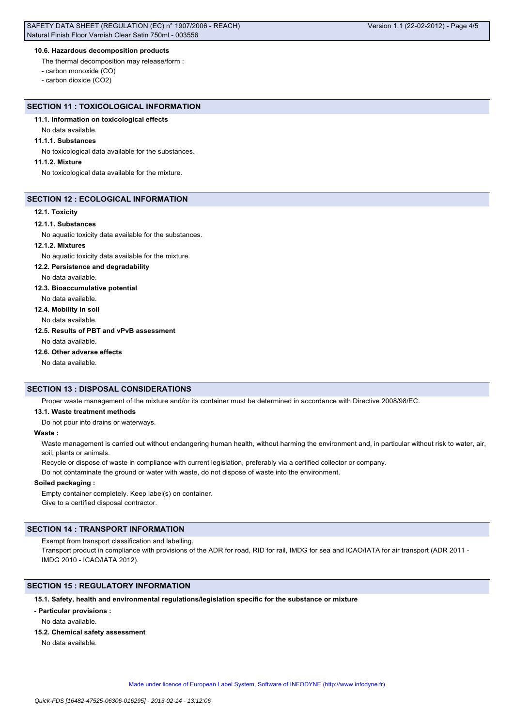#### 10.6. Hazardous decomposition products

The thermal decomposition may release/form :

- carbon monoxide (CO)
- carbon dioxide ($CO_2$)

## SECTION 11 : TOXICOLOGICAL INFORMATION

#### 11.1. Information on toxicological effects

No data available.

#### 11.1.1. Substances

No toxicological data available for the substances.

#### 11.1.2. Mixture

No toxicological data available for the mixture.

## SECTION 12 : ECOLOGICAL INFORMATION

#### 12.1. Toxicity

#### 12.1.1. Substances

No aquatic toxicity data available for the substances.

#### 12.1.2. Mixtures

No aquatic toxicity data available for the mixture.

#### 12.2. Persistence and degradability

No data available.

#### 12.3. Bioaccumulative potential

No data available.

#### 12.4. Mobility in soil

No data available.

#### 12.5. Results of PBT and vPvB assessment

No data available.

#### 12.6. Other adverse effects

No data available.

## SECTION 13 : DISPOSAL CONSIDERATIONS

Proper waste management of the mixture and/or its container must be determined in accordance with Directive 2008/98/EC.

#### 13.1. Waste treatment methods

Do not pour into drains or waterways.

**Waste :**

Waste management is carried out without endangering human health, without harming the environment and, in particular without risk to water, air, soil, plants or animals.

Recycle or dispose of waste in compliance with current legislation, preferably via a certified collector or company.

Do not contaminate the ground or water with waste, do not dispose of waste into the environment.

**Soiled packaging :**

Empty container completely. Keep label(s) on container.

Give to a certified disposal contractor.

## SECTION 14 : TRANSPORT INFORMATION

Exempt from transport classification and labelling.

Transport product in compliance with provisions of the ADR for road, RID for rail, IMDG for sea and ICAO/IATA for air transport (ADR 2011 - IMDG 2010 - ICAO/IATA 2012).

## SECTION 15 : REGULATORY INFORMATION

#### 15.1. Safety, health and environmental regulations/legislation specific for the substance or mixture

**- Particular provisions :**

No data available.

#### 15.2. Chemical safety assessment

No data available.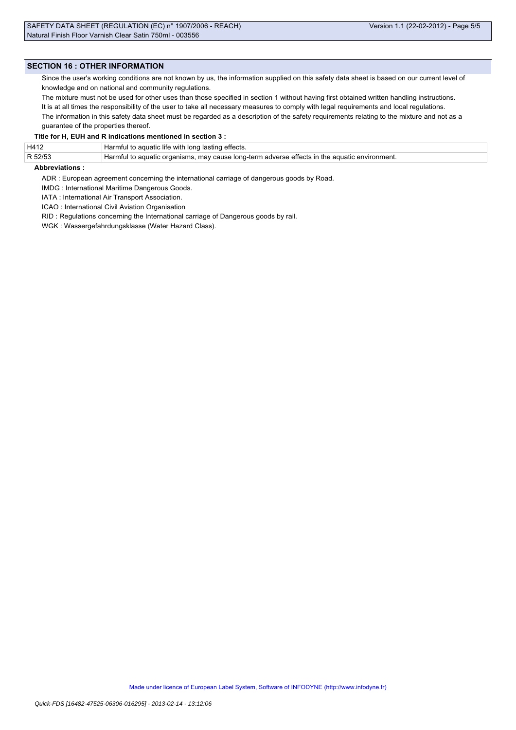## SECTION 16 : OTHER INFORMATION

Since the user's working conditions are not known by us, the information supplied on this safety data sheet is based on our current level of knowledge and on national and community regulations.

The mixture must not be used for other uses than those specified in section 1 without having first obtained written handling instructions.

It is at all times the responsibility of the user to take all necessary measures to comply with legal requirements and local regulations.

The information in this safety data sheet must be regarded as a description of the safety requirements relating to the mixture and not as a guarantee of the properties thereof.

**Title for H, EUH and R indications mentioned in section 3 :**

| | |
|---|---|
| H412 | Harmful to aquatic life with long lasting effects. |
| R 52/53 | Harmful to aquatic organisms, may cause long-term adverse effects in the aquatic environment. |

**Abbreviations :**

ADR : European agreement concerning the international carriage of dangerous goods by Road.

IMDG : International Maritime Dangerous Goods.

IATA : International Air Transport Association.

ICAO : International Civil Aviation Organisation

RID : Regulations concerning the International carriage of Dangerous goods by rail.

WGK : Wassergefahrdungsklasse (Water Hazard Class).